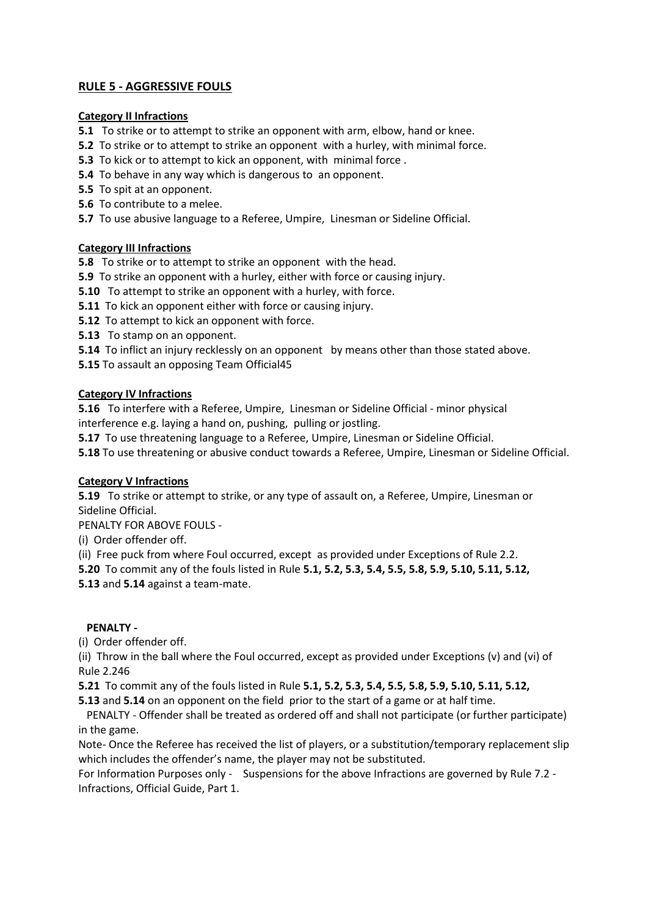## RULE 5 - AGGRESSIVE FOULS

### Category II Infractions

**5.1** To strike or to attempt to strike an opponent with arm, elbow, hand or knee.

**5.2** To strike or to attempt to strike an opponent with a hurley, with minimal force.

**5.3** To kick or to attempt to kick an opponent, with minimal force .

**5.4** To behave in any way which is dangerous to an opponent.

**5.5** To spit at an opponent.

**5.6** To contribute to a melee.

**5.7** To use abusive language to a Referee, Umpire, Linesman or Sideline Official.

### Category III Infractions

**5.8** To strike or to attempt to strike an opponent with the head.

**5.9** To strike an opponent with a hurley, either with force or causing injury.

**5.10** To attempt to strike an opponent with a hurley, with force.

**5.11** To kick an opponent either with force or causing injury.

**5.12** To attempt to kick an opponent with force.

**5.13** To stamp on an opponent.

**5.14** To inflict an injury recklessly on an opponent by means other than those stated above.

**5.15** To assault an opposing Team Official45

### Category IV Infractions

**5.16** To interfere with a Referee, Umpire, Linesman or Sideline Official - minor physical interference e.g. laying a hand on, pushing, pulling or jostling.

**5.17** To use threatening language to a Referee, Umpire, Linesman or Sideline Official.

**5.18** To use threatening or abusive conduct towards a Referee, Umpire, Linesman or Sideline Official.

### Category V Infractions

**5.19** To strike or attempt to strike, or any type of assault on, a Referee, Umpire, Linesman or Sideline Official.

PENALTY FOR ABOVE FOULS -

(i) Order offender off.

(ii) Free puck from where Foul occurred, except as provided under Exceptions of Rule 2.2.

**5.20** To commit any of the fouls listed in Rule **5.1, 5.2, 5.3, 5.4, 5.5, 5.8, 5.9, 5.10, 5.11, 5.12, 5.13** and **5.14** against a team-mate.

**PENALTY -**

(i) Order offender off.

(ii) Throw in the ball where the Foul occurred, except as provided under Exceptions (v) and (vi) of Rule 2.246

**5.21** To commit any of the fouls listed in Rule **5.1, 5.2, 5.3, 5.4, 5.5, 5.8, 5.9, 5.10, 5.11, 5.12, 5.13** and **5.14** on an opponent on the field prior to the start of a game or at half time.

PENALTY - Offender shall be treated as ordered off and shall not participate (or further participate) in the game.

Note- Once the Referee has received the list of players, or a substitution/temporary replacement slip which includes the offender's name, the player may not be substituted.

For Information Purposes only - Suspensions for the above Infractions are governed by Rule 7.2 - Infractions, Official Guide, Part 1.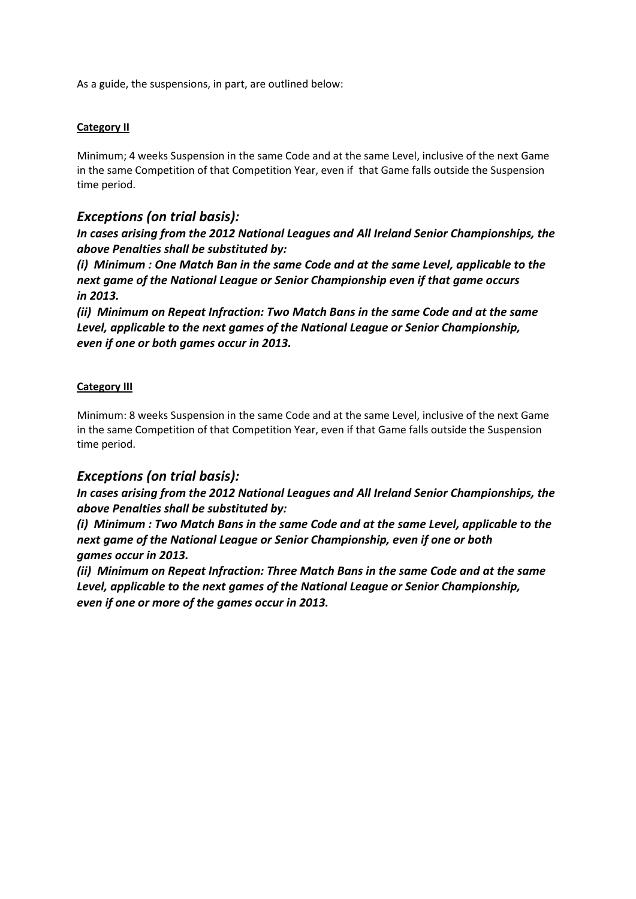As a guide, the suspensions, in part, are outlined below:

**Category II**

Minimum; 4 weeks Suspension in the same Code and at the same Level, inclusive of the next Game in the same Competition of that Competition Year, even if that Game falls outside the Suspension time period.

## *Exceptions (on trial basis):*

***In cases arising from the 2012 National Leagues and All Ireland Senior Championships, the above Penalties shall be substituted by:***

***(i) Minimum : One Match Ban in the same Code and at the same Level, applicable to the next game of the National League or Senior Championship even if that game occurs in 2013.***

***(ii) Minimum on Repeat Infraction: Two Match Bans in the same Code and at the same Level, applicable to the next games of the National League or Senior Championship, even if one or both games occur in 2013.***

**Category III**

Minimum: 8 weeks Suspension in the same Code and at the same Level, inclusive of the next Game in the same Competition of that Competition Year, even if that Game falls outside the Suspension time period.

## *Exceptions (on trial basis):*

***In cases arising from the 2012 National Leagues and All Ireland Senior Championships, the above Penalties shall be substituted by:***

***(i) Minimum : Two Match Bans in the same Code and at the same Level, applicable to the next game of the National League or Senior Championship, even if one or both games occur in 2013.***

***(ii) Minimum on Repeat Infraction: Three Match Bans in the same Code and at the same Level, applicable to the next games of the National League or Senior Championship, even if one or more of the games occur in 2013.***